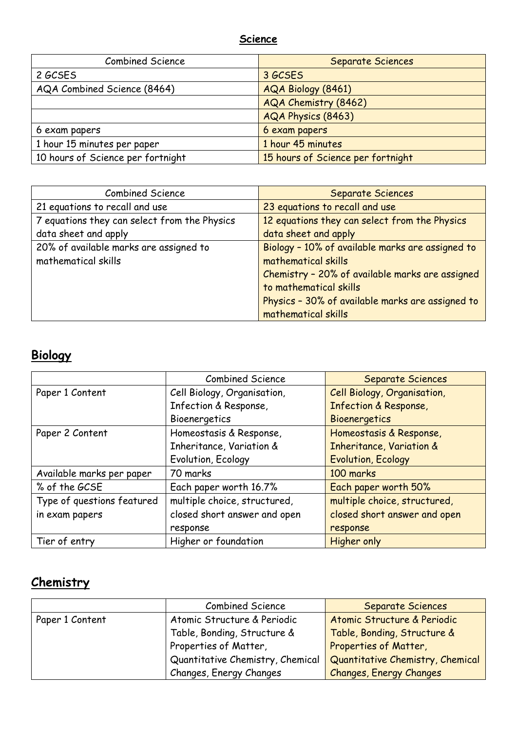# Science

| Combined Science | Separate Sciences |
|---|---|
| 2 GCSES | 3 GCSES |
| AQA Combined Science (8464) | AQA Biology (8461) |
| | AQA Chemistry (8462) |
| | AQA Physics (8463) |
| 6 exam papers | 6 exam papers |
| 1 hour 15 minutes per paper | 1 hour 45 minutes |
| 10 hours of Science per fortnight | 15 hours of Science per fortnight |

| Combined Science | Separate Sciences |
|---|---|
| 21 equations to recall and use | 23 equations to recall and use |
| 7 equations they can select from the Physics data sheet and apply | 12 equations they can select from the Physics data sheet and apply |
| 20% of available marks are assigned to mathematical skills | Biology – 10% of available marks are assigned to mathematical skills<br>Chemistry – 20% of available marks are assigned to mathematical skills<br>Physics – 30% of available marks are assigned to mathematical skills |

## Biology

| | Combined Science | Separate Sciences |
|---|---|---|
| Paper 1 Content | Cell Biology, Organisation, Infection & Response, Bioenergetics | Cell Biology, Organisation, Infection & Response, Bioenergetics |
| Paper 2 Content | Homeostasis & Response, Inheritance, Variation & Evolution, Ecology | Homeostasis & Response, Inheritance, Variation & Evolution, Ecology |
| Available marks per paper | 70 marks | 100 marks |
| % of the GCSE | Each paper worth 16.7% | Each paper worth 50% |
| Type of questions featured in exam papers | multiple choice, structured, closed short answer and open response | multiple choice, structured, closed short answer and open response |
| Tier of entry | Higher or foundation | Higher only |

## Chemistry

| | Combined Science | Separate Sciences |
|---|---|---|
| Paper 1 Content | Atomic Structure & Periodic Table, Bonding, Structure & Properties of Matter, Quantitative Chemistry, Chemical Changes, Energy Changes | Atomic Structure & Periodic Table, Bonding, Structure & Properties of Matter, Quantitative Chemistry, Chemical Changes, Energy Changes |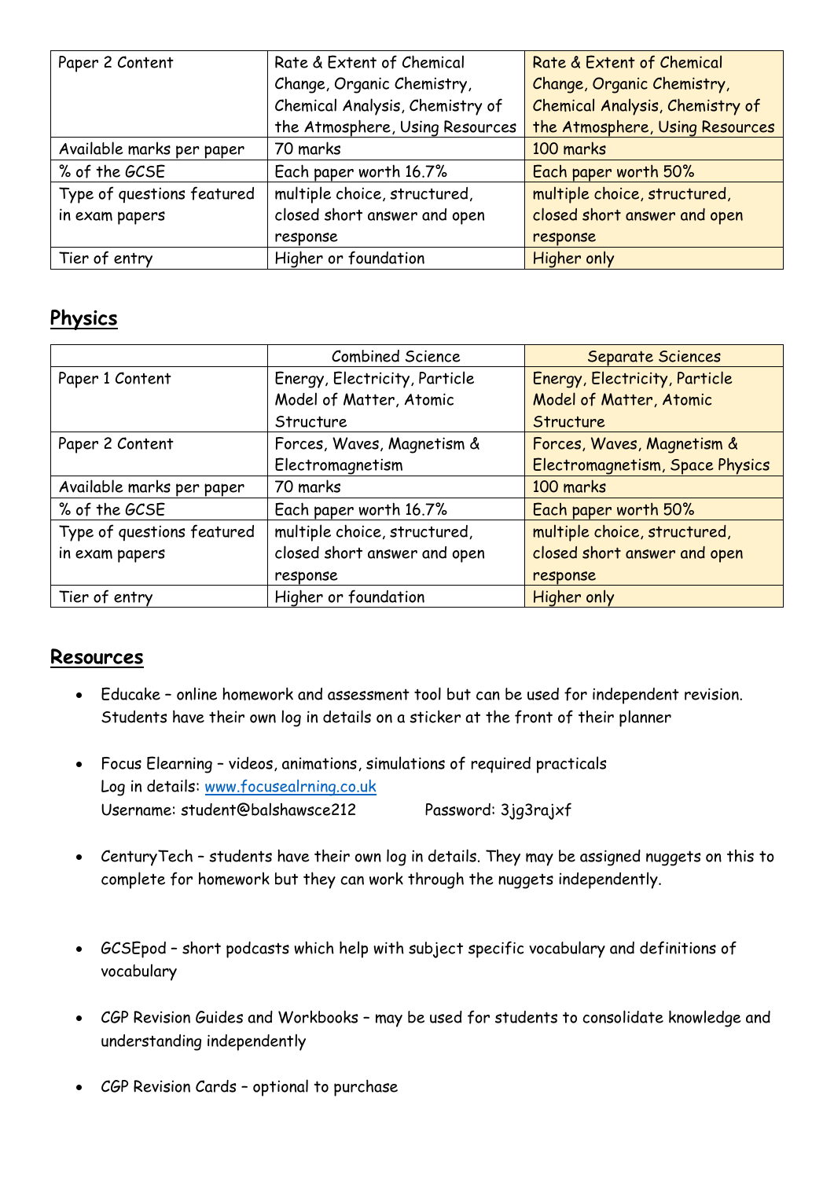| | | |
|---|---|---|
| Paper 2 Content | Rate & Extent of Chemical Change, Organic Chemistry, Chemical Analysis, Chemistry of the Atmosphere, Using Resources | Rate & Extent of Chemical Change, Organic Chemistry, Chemical Analysis, Chemistry of the Atmosphere, Using Resources |
| Available marks per paper | 70 marks | 100 marks |
| % of the GCSE | Each paper worth 16.7% | Each paper worth 50% |
| Type of questions featured in exam papers | multiple choice, structured, closed short answer and open response | multiple choice, structured, closed short answer and open response |
| Tier of entry | Higher or foundation | Higher only |

## Physics

| | Combined Science | Separate Sciences |
|---|---|---|
| Paper 1 Content | Energy, Electricity, Particle Model of Matter, Atomic Structure | Energy, Electricity, Particle Model of Matter, Atomic Structure |
| Paper 2 Content | Forces, Waves, Magnetism & Electromagnetism | Forces, Waves, Magnetism & Electromagnetism, Space Physics |
| Available marks per paper | 70 marks | 100 marks |
| % of the GCSE | Each paper worth 16.7% | Each paper worth 50% |
| Type of questions featured in exam papers | multiple choice, structured, closed short answer and open response | multiple choice, structured, closed short answer and open response |
| Tier of entry | Higher or foundation | Higher only |

## Resources

- Educake – online homework and assessment tool but can be used for independent revision. Students have their own log in details on a sticker at the front of their planner
- Focus Elearning – videos, animations, simulations of required practicals
  Log in details: www.focusealrning.co.uk
  Username: student@balshawsce212 Password: 3jg3rajxf
- CenturyTech – students have their own log in details. They may be assigned nuggets on this to complete for homework but they can work through the nuggets independently.
- GCSEpod – short podcasts which help with subject specific vocabulary and definitions of vocabulary
- CGP Revision Guides and Workbooks – may be used for students to consolidate knowledge and understanding independently
- CGP Revision Cards – optional to purchase